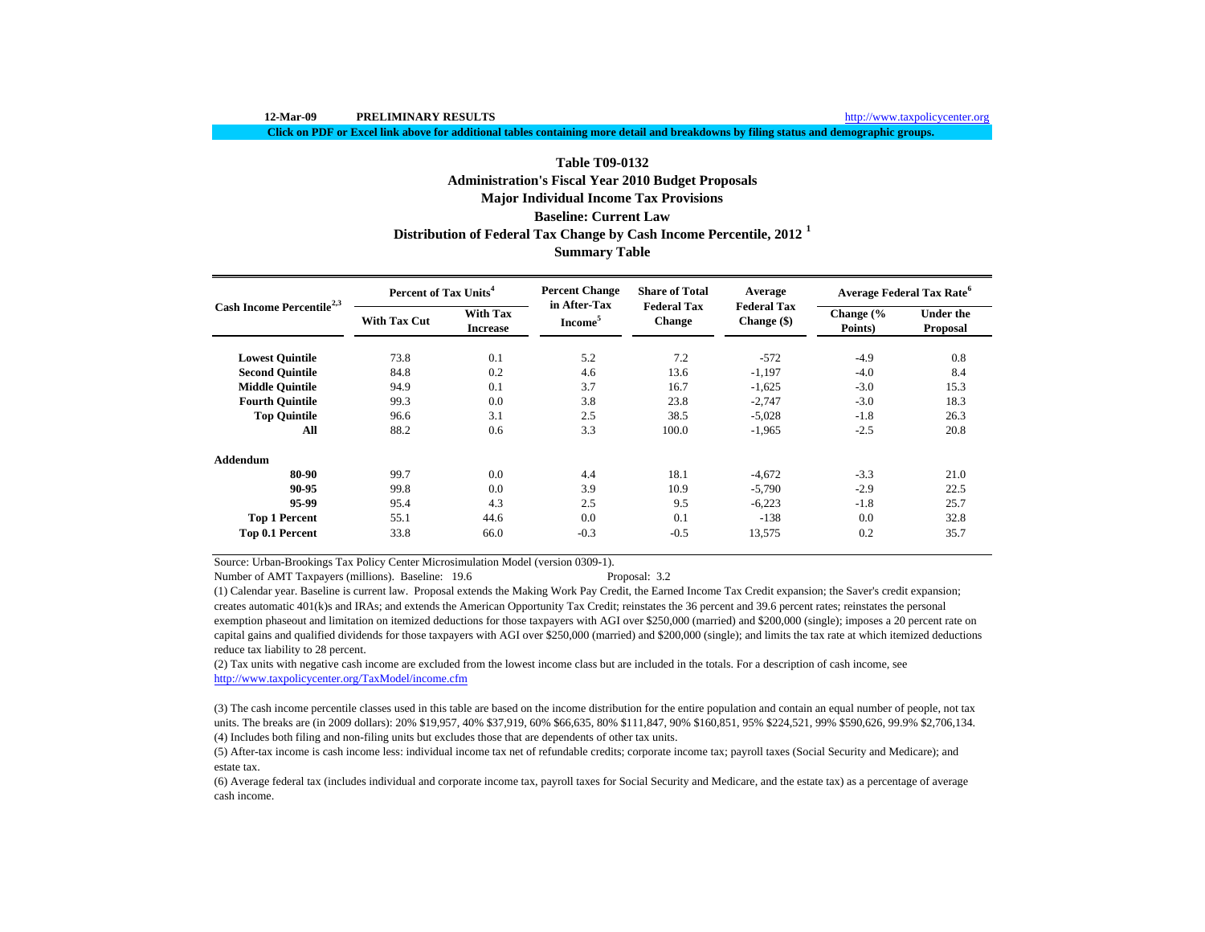12-Mar-09 **PRELIMINARY RESULTS** http://www.taxpolicycenter.org

**Click on PDF or Excel link above for additional tables containing more detail and breakdowns by filing status and demographic groups.**

## Table T09-0132
## Administration's Fiscal Year 2010 Budget Proposals
## Major Individual Income Tax Provisions
## Baseline: Current Law
## Distribution of Federal Tax Change by Cash Income Percentile, 2012 [1]
## Summary Table

| Cash Income Percentile[2,3] | Percent of Tax Units[4] | | Percent Change in After-Tax Income[5] | Share of Total Federal Tax Change | Average Federal Tax Change ($) | Average Federal Tax Rate[6] | |
|---|---|---|---|---|---|---|---|
| | With Tax Cut | With Tax Increase | | | | Change (% Points) | Under the Proposal |
| **Lowest Quintile** | 73.8 | 0.1 | 5.2 | 7.2 | -572 | -4.9 | 0.8 |
| **Second Quintile** | 84.8 | 0.2 | 4.6 | 13.6 | -1,197 | -4.0 | 8.4 |
| **Middle Quintile** | 94.9 | 0.1 | 3.7 | 16.7 | -1,625 | -3.0 | 15.3 |
| **Fourth Quintile** | 99.3 | 0.0 | 3.8 | 23.8 | -2,747 | -3.0 | 18.3 |
| **Top Quintile** | 96.6 | 3.1 | 2.5 | 38.5 | -5,028 | -1.8 | 26.3 |
| **All** | 88.2 | 0.6 | 3.3 | 100.0 | -1,965 | -2.5 | 20.8 |
| **Addendum** | | | | | | | |
| **80-90** | 99.7 | 0.0 | 4.4 | 18.1 | -4,672 | -3.3 | 21.0 |
| **90-95** | 99.8 | 0.0 | 3.9 | 10.9 | -5,790 | -2.9 | 22.5 |
| **95-99** | 95.4 | 4.3 | 2.5 | 9.5 | -6,223 | -1.8 | 25.7 |
| **Top 1 Percent** | 55.1 | 44.6 | 0.0 | 0.1 | -138 | 0.0 | 32.8 |
| **Top 0.1 Percent** | 33.8 | 66.0 | -0.3 | -0.5 | 13,575 | 0.2 | 35.7 |

Source: Urban-Brookings Tax Policy Center Microsimulation Model (version 0309-1).

Number of AMT Taxpayers (millions). Baseline: 19.6 Proposal: 3.2

(1) Calendar year. Baseline is current law. Proposal extends the Making Work Pay Credit, the Earned Income Tax Credit expansion; the Saver's credit expansion; creates automatic 401(k)s and IRAs; and extends the American Opportunity Tax Credit; reinstates the 36 percent and 39.6 percent rates; reinstates the personal exemption phaseout and limitation on itemized deductions for those taxpayers with AGI over $250,000 (married) and $200,000 (single); imposes a 20 percent rate on capital gains and qualified dividends for those taxpayers with AGI over $250,000 (married) and $200,000 (single); and limits the tax rate at which itemized deductions reduce tax liability to 28 percent.

(2) Tax units with negative cash income are excluded from the lowest income class but are included in the totals. For a description of cash income, see http://www.taxpolicycenter.org/TaxModel/income.cfm

(3) The cash income percentile classes used in this table are based on the income distribution for the entire population and contain an equal number of people, not tax units. The breaks are (in 2009 dollars): 20% $19,957, 40% $37,919, 60% $66,635, 80% $111,847, 90% $160,851, 95% $224,521, 99% $590,626, 99.9% $2,706,134.

(4) Includes both filing and non-filing units but excludes those that are dependents of other tax units.

(5) After-tax income is cash income less: individual income tax net of refundable credits; corporate income tax; payroll taxes (Social Security and Medicare); and estate tax.

(6) Average federal tax (includes individual and corporate income tax, payroll taxes for Social Security and Medicare, and the estate tax) as a percentage of average cash income.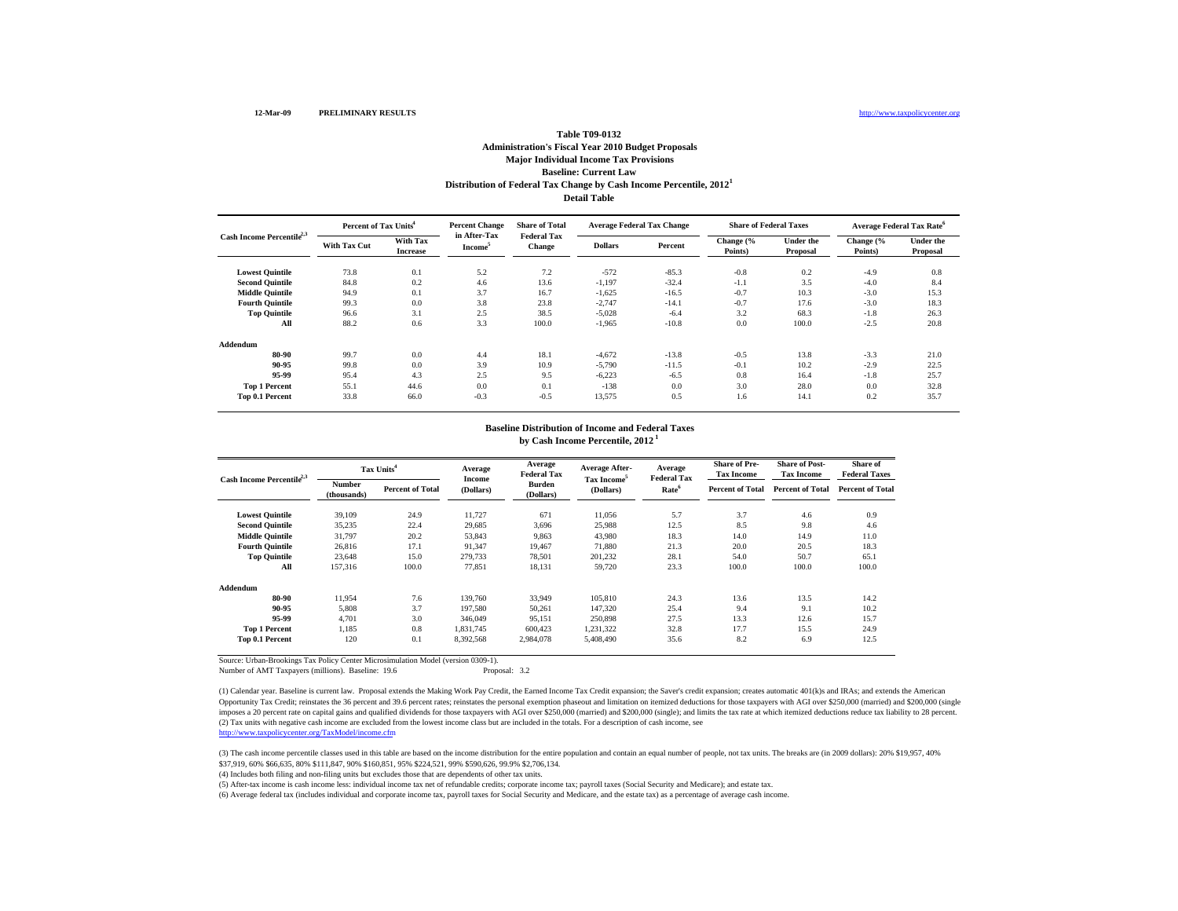12-Mar-09 **PRELIMINARY RESULTS** http://www.taxpolicycenter.org

### Table T09-0132
### Administration's Fiscal Year 2010 Budget Proposals
### Major Individual Income Tax Provisions
### Baseline: Current Law
### Distribution of Federal Tax Change by Cash Income Percentile, 2012[1]
### Detail Table

| Cash Income Percentile[2,3] | Percent of Tax Units[4] | | Percent Change in After-Tax Income[5] | Share of Total Federal Tax Change | Average Federal Tax Change | | Share of Federal Taxes | | Average Federal Tax Rate[6] | |
|---|---|---|---|---|---|---|---|---|---|---|
| | With Tax Cut | With Tax Increase | | | Dollars | Percent | Change (% Points) | Under the Proposal | Change (% Points) | Under the Proposal |
| **Lowest Quintile** | 73.8 | 0.1 | 5.2 | 7.2 | -572 | -85.3 | -0.8 | 0.2 | -4.9 | 0.8 |
| **Second Quintile** | 84.8 | 0.2 | 4.6 | 13.6 | -1,197 | -32.4 | -1.1 | 3.5 | -4.0 | 8.4 |
| **Middle Quintile** | 94.9 | 0.1 | 3.7 | 16.7 | -1,625 | -16.5 | -0.7 | 10.3 | -3.0 | 15.3 |
| **Fourth Quintile** | 99.3 | 0.0 | 3.8 | 23.8 | -2,747 | -14.1 | -0.7 | 17.6 | -3.0 | 18.3 |
| **Top Quintile** | 96.6 | 3.1 | 2.5 | 38.5 | -5,028 | -6.4 | 3.2 | 68.3 | -1.8 | 26.3 |
| **All** | 88.2 | 0.6 | 3.3 | 100.0 | -1,965 | -10.8 | 0.0 | 100.0 | -2.5 | 20.8 |
| **Addendum** | | | | | | | | | | |
| **80-90** | 99.7 | 0.0 | 4.4 | 18.1 | -4,672 | -13.8 | -0.5 | 13.8 | -3.3 | 21.0 |
| **90-95** | 99.8 | 0.0 | 3.9 | 10.9 | -5,790 | -11.5 | -0.1 | 10.2 | -2.9 | 22.5 |
| **95-99** | 95.4 | 4.3 | 2.5 | 9.5 | -6,223 | -6.5 | 0.8 | 16.4 | -1.8 | 25.7 |
| **Top 1 Percent** | 55.1 | 44.6 | 0.0 | 0.1 | -138 | 0.0 | 3.0 | 28.0 | 0.0 | 32.8 |
| **Top 0.1 Percent** | 33.8 | 66.0 | -0.3 | -0.5 | 13,575 | 0.5 | 1.6 | 14.1 | 0.2 | 35.7 |

### Baseline Distribution of Income and Federal Taxes
### by Cash Income Percentile, 2012[1]

| Cash Income Percentile[2,3] | Tax Units[4] | | Average Income (Dollars) | Average Federal Tax Burden (Dollars) | Average After-Tax Income[5] (Dollars) | Average Federal Tax Rate[6] | Share of Pre-Tax Income | Share of Post-Tax Income | Share of Federal Taxes |
|---|---|---|---|---|---|---|---|---|---|
| | Number (thousands) | Percent of Total | | | | | Percent of Total | Percent of Total | Percent of Total |
| **Lowest Quintile** | 39,109 | 24.9 | 11,727 | 671 | 11,056 | 5.7 | 3.7 | 4.6 | 0.9 |
| **Second Quintile** | 35,235 | 22.4 | 29,685 | 3,696 | 25,988 | 12.5 | 8.5 | 9.8 | 4.6 |
| **Middle Quintile** | 31,797 | 20.2 | 53,843 | 9,863 | 43,980 | 18.3 | 14.0 | 14.9 | 11.0 |
| **Fourth Quintile** | 26,816 | 17.1 | 91,347 | 19,467 | 71,880 | 21.3 | 20.0 | 20.5 | 18.3 |
| **Top Quintile** | 23,648 | 15.0 | 279,733 | 78,501 | 201,232 | 28.1 | 54.0 | 50.7 | 65.1 |
| **All** | 157,316 | 100.0 | 77,851 | 18,131 | 59,720 | 23.3 | 100.0 | 100.0 | 100.0 |
| **Addendum** | | | | | | | | | |
| **80-90** | 11,954 | 7.6 | 139,760 | 33,949 | 105,810 | 24.3 | 13.6 | 13.5 | 14.2 |
| **90-95** | 5,808 | 3.7 | 197,580 | 50,261 | 147,320 | 25.4 | 9.4 | 9.1 | 10.2 |
| **95-99** | 4,701 | 3.0 | 346,049 | 95,151 | 250,898 | 27.5 | 13.3 | 12.6 | 15.7 |
| **Top 1 Percent** | 1,185 | 0.8 | 1,831,745 | 600,423 | 1,231,322 | 32.8 | 17.7 | 15.5 | 24.9 |
| **Top 0.1 Percent** | 120 | 0.1 | 8,392,568 | 2,984,078 | 5,408,490 | 35.6 | 8.2 | 6.9 | 12.5 |

Source: Urban-Brookings Tax Policy Center Microsimulation Model (version 0309-1).
Number of AMT Taxpayers (millions). Baseline: 19.6 Proposal: 3.2

(1) Calendar year. Baseline is current law. Proposal extends the Making Work Pay Credit, the Earned Income Tax Credit expansion; the Saver's credit expansion; creates automatic 401(k)s and IRAs; and extends the American Opportunity Tax Credit; reinstates the 36 percent and 39.6 percent rates; reinstates the personal exemption phaseout and limitation on itemized deductions for those taxpayers with AGI over $250,000 (married) and $200,000 (single imposes a 20 percent rate on capital gains and qualified dividends for those taxpayers with AGI over $250,000 (married) and $200,000 (single); and limits the tax rate at which itemized deductions reduce tax liability to 28 percent.
(2) Tax units with negative cash income are excluded from the lowest income class but are included in the totals. For a description of cash income, see
http://www.taxpolicycenter.org/TaxModel/income.cfm

(3) The cash income percentile classes used in this table are based on the income distribution for the entire population and contain an equal number of people, not tax units. The breaks are (in 2009 dollars): 20% $19,957, 40% $37,919, 60% $66,635, 80% $111,847, 90% $160,851, 95% $224,521, 99% $590,626, 99.9% $2,706,134.
(4) Includes both filing and non-filing units but excludes those that are dependents of other tax units.
(5) After-tax income is cash income less: individual income tax net of refundable credits; corporate income tax; payroll taxes (Social Security and Medicare); and estate tax.
(6) Average federal tax (includes individual and corporate income tax, payroll taxes for Social Security and Medicare, and the estate tax) as a percentage of average cash income.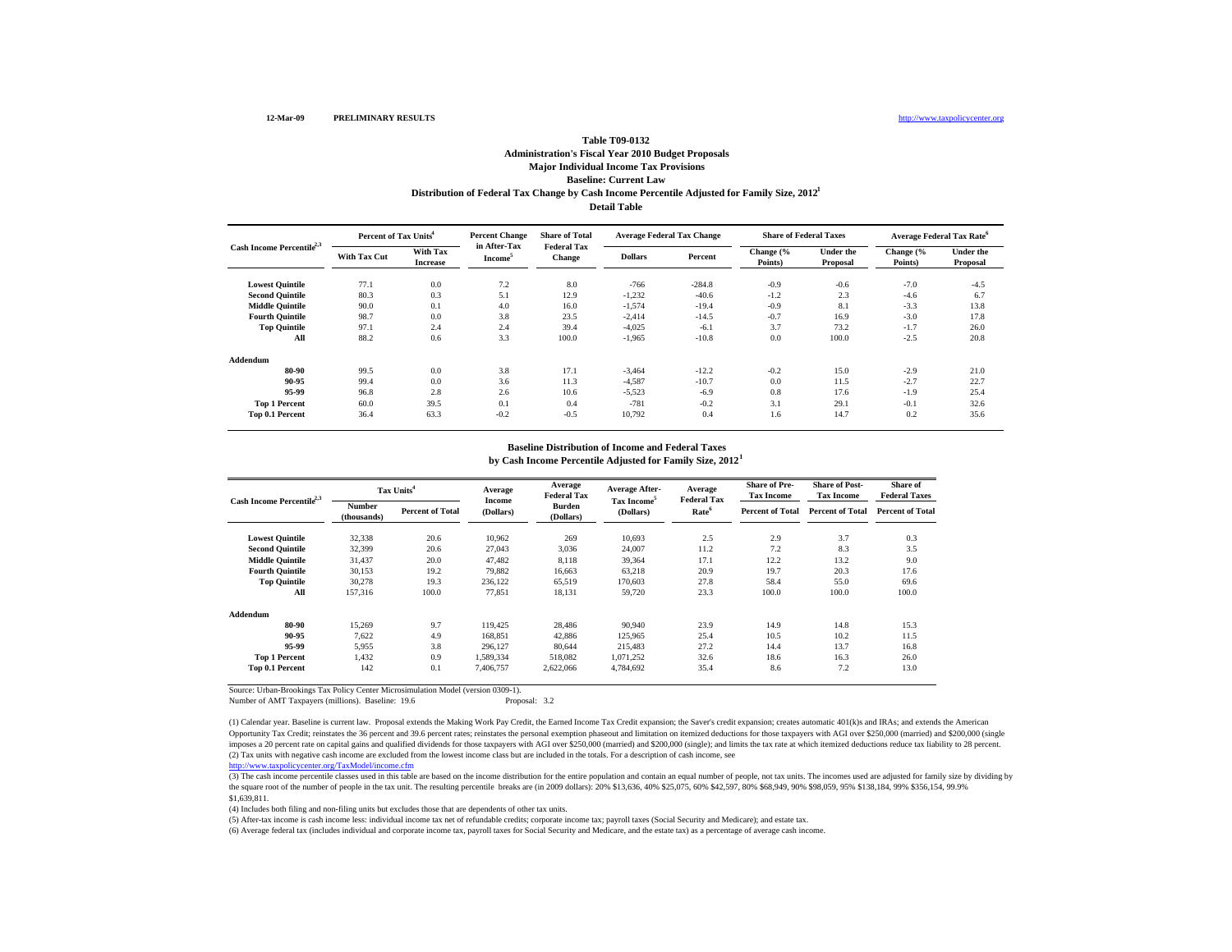12-Mar-09 **PRELIMINARY RESULTS** http://www.taxpolicycenter.org

**Table T09-0132**

**Administration's Fiscal Year 2010 Budget Proposals**

**Major Individual Income Tax Provisions**

**Baseline: Current Law**

**Distribution of Federal Tax Change by Cash Income Percentile Adjusted for Family Size, 2012[1]**

**Detail Table**

| Cash Income Percentile[2,3] | Percent of Tax Units[4] | | Percent Change in After-Tax Income[5] | Share of Total Federal Tax Change | Average Federal Tax Change | | Share of Federal Taxes | | Average Federal Tax Rate[6] | |
|---|---|---|---|---|---|---|---|---|---|---|
| | With Tax Cut | With Tax Increase | | | Dollars | Percent | Change (% Points) | Under the Proposal | Change (% Points) | Under the Proposal |
| Lowest Quintile | 77.1 | 0.0 | 7.2 | 8.0 | -766 | -284.8 | -0.9 | -0.6 | -7.0 | -4.5 |
| Second Quintile | 80.3 | 0.3 | 5.1 | 12.9 | -1,232 | -40.6 | -1.2 | 2.3 | -4.6 | 6.7 |
| Middle Quintile | 90.0 | 0.1 | 4.0 | 16.0 | -1,574 | -19.4 | -0.9 | 8.1 | -3.3 | 13.8 |
| Fourth Quintile | 98.7 | 0.0 | 3.8 | 23.5 | -2,414 | -14.5 | -0.7 | 16.9 | -3.0 | 17.8 |
| Top Quintile | 97.1 | 2.4 | 2.4 | 39.4 | -4,025 | -6.1 | 3.7 | 73.2 | -1.7 | 26.0 |
| All | 88.2 | 0.6 | 3.3 | 100.0 | -1,965 | -10.8 | 0.0 | 100.0 | -2.5 | 20.8 |
| **Addendum** | | | | | | | | | | |
| 80-90 | 99.5 | 0.0 | 3.8 | 17.1 | -3,464 | -12.2 | -0.2 | 15.0 | -2.9 | 21.0 |
| 90-95 | 99.4 | 0.0 | 3.6 | 11.3 | -4,587 | -10.7 | 0.0 | 11.5 | -2.7 | 22.7 |
| 95-99 | 96.8 | 2.8 | 2.6 | 10.6 | -5,523 | -6.9 | 0.8 | 17.6 | -1.9 | 25.4 |
| Top 1 Percent | 60.0 | 39.5 | 0.1 | 0.4 | -781 | -0.2 | 3.1 | 29.1 | -0.1 | 32.6 |
| Top 0.1 Percent | 36.4 | 63.3 | -0.2 | -0.5 | 10,792 | 0.4 | 1.6 | 14.7 | 0.2 | 35.6 |

**Baseline Distribution of Income and Federal Taxes**

**by Cash Income Percentile Adjusted for Family Size, 2012[1]**

| Cash Income Percentile[2,3] | Tax Units[4] | | Average Income (Dollars) | Average Federal Tax Burden (Dollars) | Average After-Tax Income[5] (Dollars) | Average Federal Tax Rate[6] | Share of Pre-Tax Income | Share of Post-Tax Income | Share of Federal Taxes |
|---|---|---|---|---|---|---|---|---|---|
| | Number (thousands) | Percent of Total | | | | | Percent of Total | Percent of Total | Percent of Total |
| Lowest Quintile | 32,338 | 20.6 | 10,962 | 269 | 10,693 | 2.5 | 2.9 | 3.7 | 0.3 |
| Second Quintile | 32,399 | 20.6 | 27,043 | 3,036 | 24,007 | 11.2 | 7.2 | 8.3 | 3.5 |
| Middle Quintile | 31,437 | 20.0 | 47,482 | 8,118 | 39,364 | 17.1 | 12.2 | 13.2 | 9.0 |
| Fourth Quintile | 30,153 | 19.2 | 79,882 | 16,663 | 63,218 | 20.9 | 19.7 | 20.3 | 17.6 |
| Top Quintile | 30,278 | 19.3 | 236,122 | 65,519 | 170,603 | 27.8 | 58.4 | 55.0 | 69.6 |
| All | 157,316 | 100.0 | 77,851 | 18,131 | 59,720 | 23.3 | 100.0 | 100.0 | 100.0 |
| **Addendum** | | | | | | | | | |
| 80-90 | 15,269 | 9.7 | 119,425 | 28,486 | 90,940 | 23.9 | 14.9 | 14.8 | 15.3 |
| 90-95 | 7,622 | 4.9 | 168,851 | 42,886 | 125,965 | 25.4 | 10.5 | 10.2 | 11.5 |
| 95-99 | 5,955 | 3.8 | 296,127 | 80,644 | 215,483 | 27.2 | 14.4 | 13.7 | 16.8 |
| Top 1 Percent | 1,432 | 0.9 | 1,589,334 | 518,082 | 1,071,252 | 32.6 | 18.6 | 16.3 | 26.0 |
| Top 0.1 Percent | 142 | 0.1 | 7,406,757 | 2,622,066 | 4,784,692 | 35.4 | 8.6 | 7.2 | 13.0 |

Source: Urban-Brookings Tax Policy Center Microsimulation Model (version 0309-1).

Number of AMT Taxpayers (millions). Baseline: 19.6 Proposal: 3.2

(1) Calendar year. Baseline is current law. Proposal extends the Making Work Pay Credit, the Earned Income Tax Credit expansion; the Saver's credit expansion; creates automatic 401(k)s and IRAs; and extends the American Opportunity Tax Credit; reinstates the 36 percent and 39.6 percent rates; reinstates the personal exemption phaseout and limitation on itemized deductions for those taxpayers with AGI over $250,000 (married) and $200,000 (single imposes a 20 percent rate on capital gains and qualified dividends for those taxpayers with AGI over $250,000 (married) and $200,000 (single); and limits the tax rate at which itemized deductions reduce tax liability to 28 percent.

(2) Tax units with negative cash income are excluded from the lowest income class but are included in the totals. For a description of cash income, see http://www.taxpolicycenter.org/TaxModel/income.cfm

(3) The cash income percentile classes used in this table are based on the income distribution for the entire population and contain an equal number of people, not tax units. The incomes used are adjusted for family size by dividing by the square root of the number of people in the tax unit. The resulting percentile breaks are (in 2009 dollars): 20% $13,636, 40% $25,075, 60% $42,597, 80% $68,949, 90% $98,059, 95% $138,184, 99% $356,154, 99.9% $1,639,811.

(4) Includes both filing and non-filing units but excludes those that are dependents of other tax units.

(5) After-tax income is cash income less: individual income tax net of refundable credits; corporate income tax; payroll taxes (Social Security and Medicare); and estate tax.

(6) Average federal tax (includes individual and corporate income tax, payroll taxes for Social Security and Medicare, and the estate tax) as a percentage of average cash income.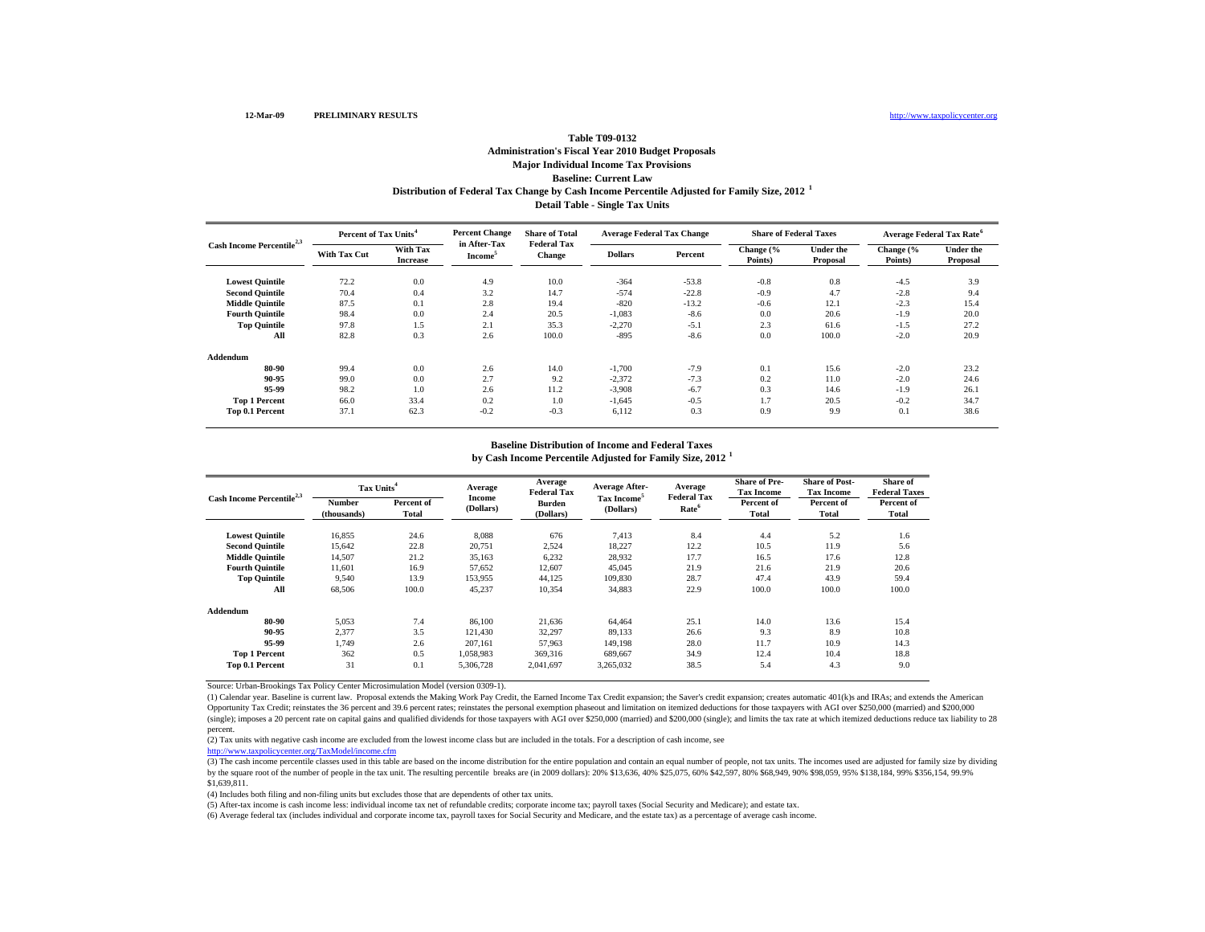12-Mar-09 PRELIMINARY RESULTS http://www.taxpolicycenter.org

# Table T09-0132

## Administration's Fiscal Year 2010 Budget Proposals
## Major Individual Income Tax Provisions
## Baseline: Current Law
## Distribution of Federal Tax Change by Cash Income Percentile Adjusted for Family Size, 2012 [1]
## Detail Table - Single Tax Units

| Cash Income Percentile[2,3] | Percent of Tax Units[4] | | Percent Change in After-Tax Income[5] | Share of Total Federal Tax Change | Average Federal Tax Change | | Share of Federal Taxes | | Average Federal Tax Rate[6] | |
|---|---|---|---|---|---|---|---|---|---|---|
| | With Tax Cut | With Tax Increase | | | Dollars | Percent | Change (% Points) | Under the Proposal | Change (% Points) | Under the Proposal |
| Lowest Quintile | 72.2 | 0.0 | 4.9 | 10.0 | -364 | -53.8 | -0.8 | 0.8 | -4.5 | 3.9 |
| Second Quintile | 70.4 | 0.4 | 3.2 | 14.7 | -574 | -22.8 | -0.9 | 4.7 | -2.8 | 9.4 |
| Middle Quintile | 87.5 | 0.1 | 2.8 | 19.4 | -820 | -13.2 | -0.6 | 12.1 | -2.3 | 15.4 |
| Fourth Quintile | 98.4 | 0.0 | 2.4 | 20.5 | -1,083 | -8.6 | 0.0 | 20.6 | -1.9 | 20.0 |
| Top Quintile | 97.8 | 1.5 | 2.1 | 35.3 | -2,270 | -5.1 | 2.3 | 61.6 | -1.5 | 27.2 |
| All | 82.8 | 0.3 | 2.6 | 100.0 | -895 | -8.6 | 0.0 | 100.0 | -2.0 | 20.9 |
| **Addendum** | | | | | | | | | | |
| 80-90 | 99.4 | 0.0 | 2.6 | 14.0 | -1,700 | -7.9 | 0.1 | 15.6 | -2.0 | 23.2 |
| 90-95 | 99.0 | 0.0 | 2.7 | 9.2 | -2,372 | -7.3 | 0.2 | 11.0 | -2.0 | 24.6 |
| 95-99 | 98.2 | 1.0 | 2.6 | 11.2 | -3,908 | -6.7 | 0.3 | 14.6 | -1.9 | 26.1 |
| Top 1 Percent | 66.0 | 33.4 | 0.2 | 1.0 | -1,645 | -0.5 | 1.7 | 20.5 | -0.2 | 34.7 |
| Top 0.1 Percent | 37.1 | 62.3 | -0.2 | -0.3 | 6,112 | 0.3 | 0.9 | 9.9 | 0.1 | 38.6 |

## Baseline Distribution of Income and Federal Taxes by Cash Income Percentile Adjusted for Family Size, 2012 [1]

| Cash Income Percentile[2,3] | Tax Units[4] | | Average Income (Dollars) | Average Federal Tax Burden (Dollars) | Average After-Tax Income[5] (Dollars) | Average Federal Tax Rate[6] | Share of Pre-Tax Income | Share of Post-Tax Income | Share of Federal Taxes |
|---|---|---|---|---|---|---|---|---|---|
| | Number (thousands) | Percent of Total | | | | | Percent of Total | Percent of Total | Percent of Total |
| Lowest Quintile | 16,855 | 24.6 | 8,088 | 676 | 7,413 | 8.4 | 4.4 | 5.2 | 1.6 |
| Second Quintile | 15,642 | 22.8 | 20,751 | 2,524 | 18,227 | 12.2 | 10.5 | 11.9 | 5.6 |
| Middle Quintile | 14,507 | 21.2 | 35,163 | 6,232 | 28,932 | 17.7 | 16.5 | 17.6 | 12.8 |
| Fourth Quintile | 11,601 | 16.9 | 57,652 | 12,607 | 45,045 | 21.9 | 21.6 | 21.9 | 20.6 |
| Top Quintile | 9,540 | 13.9 | 153,955 | 44,125 | 109,830 | 28.7 | 47.4 | 43.9 | 59.4 |
| All | 68,506 | 100.0 | 45,237 | 10,354 | 34,883 | 22.9 | 100.0 | 100.0 | 100.0 |
| **Addendum** | | | | | | | | | |
| 80-90 | 5,053 | 7.4 | 86,100 | 21,636 | 64,464 | 25.1 | 14.0 | 13.6 | 15.4 |
| 90-95 | 2,377 | 3.5 | 121,430 | 32,297 | 89,133 | 26.6 | 9.3 | 8.9 | 10.8 |
| 95-99 | 1,749 | 2.6 | 207,161 | 57,963 | 149,198 | 28.0 | 11.7 | 10.9 | 14.3 |
| Top 1 Percent | 362 | 0.5 | 1,058,983 | 369,316 | 689,667 | 34.9 | 12.4 | 10.4 | 18.8 |
| Top 0.1 Percent | 31 | 0.1 | 5,306,728 | 2,041,697 | 3,265,032 | 38.5 | 5.4 | 4.3 | 9.0 |

Source: Urban-Brookings Tax Policy Center Microsimulation Model (version 0309-1).

(1) Calendar year. Baseline is current law. Proposal extends the Making Work Pay Credit, the Earned Income Tax Credit expansion; the Saver's credit expansion; creates automatic 401(k)s and IRAs; and extends the American Opportunity Tax Credit; reinstates the 36 percent and 39.6 percent rates; reinstates the personal exemption phaseout and limitation on itemized deductions for those taxpayers with AGI over $250,000 (married) and $200,000 (single); imposes a 20 percent rate on capital gains and qualified dividends for those taxpayers with AGI over $250,000 (married) and $200,000 (single); and limits the tax rate at which itemized deductions reduce tax liability to 28 percent.

(2) Tax units with negative cash income are excluded from the lowest income class but are included in the totals. For a description of cash income, see http://www.taxpolicycenter.org/TaxModel/income.cfm

(3) The cash income percentile classes used in this table are based on the income distribution for the entire population and contain an equal number of people, not tax units. The incomes used are adjusted for family size by dividing by the square root of the number of people in the tax unit. The resulting percentile breaks are (in 2009 dollars): 20% $13,636, 40% $25,075, 60% $42,597, 80% $68,949, 90% $98,059, 95% $138,184, 99% $356,154, 99.9% $1,639,811.

(4) Includes both filing and non-filing units but excludes those that are dependents of other tax units.

(5) After-tax income is cash income less: individual income tax net of refundable credits; corporate income tax; payroll taxes (Social Security and Medicare); and estate tax.

(6) Average federal tax (includes individual and corporate income tax, payroll taxes for Social Security and Medicare, and the estate tax) as a percentage of average cash income.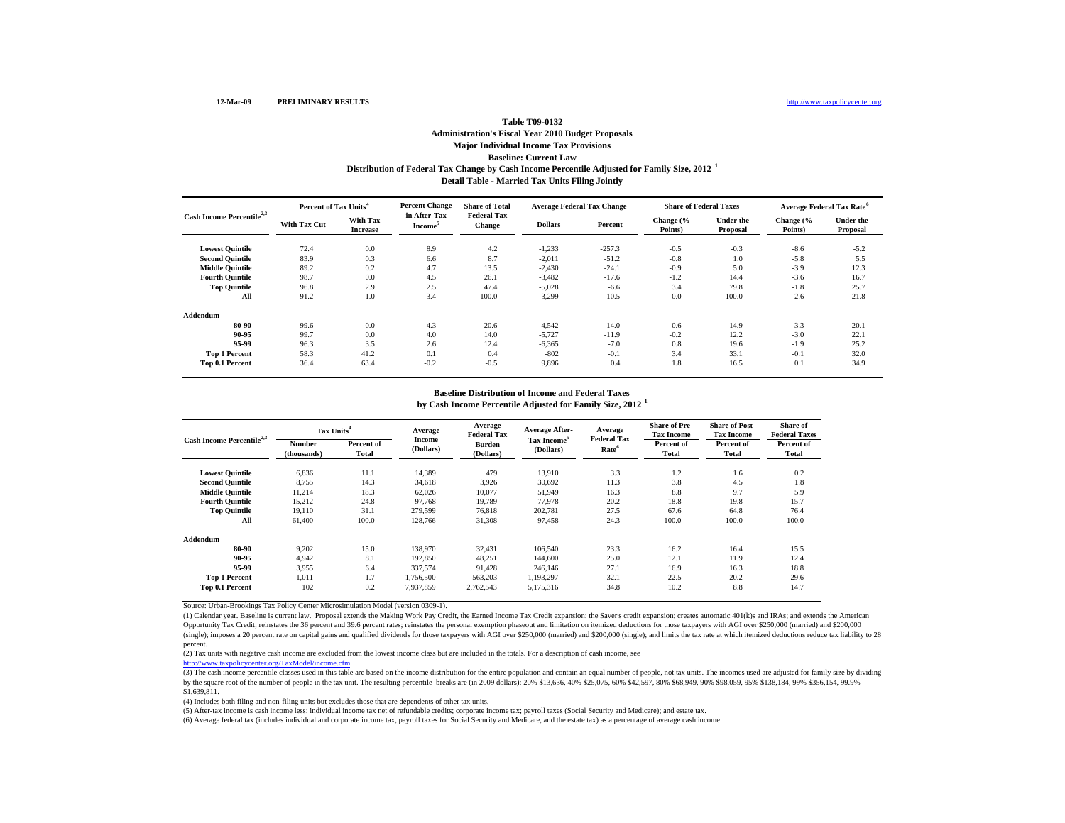12-Mar-09 **PRELIMINARY RESULTS** http://www.taxpolicycenter.org

**Table T09-0132**
**Administration's Fiscal Year 2010 Budget Proposals**
**Major Individual Income Tax Provisions**
**Baseline: Current Law**
**Distribution of Federal Tax Change by Cash Income Percentile Adjusted for Family Size, 2012 [1]**
**Detail Table - Married Tax Units Filing Jointly**

| Cash Income Percentile[2,3] | Percent of Tax Units[4] | | Percent Change in After-Tax Income[5] | Share of Total Federal Tax Change | Average Federal Tax Change | | Share of Federal Taxes | | Average Federal Tax Rate[6] | |
|---|---|---|---|---|---|---|---|---|---|---|
| | With Tax Cut | With Tax Increase | | | Dollars | Percent | Change (% Points) | Under the Proposal | Change (% Points) | Under the Proposal |
| Lowest Quintile | 72.4 | 0.0 | 8.9 | 4.2 | -1,233 | -257.3 | -0.5 | -0.3 | -8.6 | -5.2 |
| Second Quintile | 83.9 | 0.3 | 6.6 | 8.7 | -2,011 | -51.2 | -0.8 | 1.0 | -5.8 | 5.5 |
| Middle Quintile | 89.2 | 0.2 | 4.7 | 13.5 | -2,430 | -24.1 | -0.9 | 5.0 | -3.9 | 12.3 |
| Fourth Quintile | 98.7 | 0.0 | 4.5 | 26.1 | -3,482 | -17.6 | -1.2 | 14.4 | -3.6 | 16.7 |
| Top Quintile | 96.8 | 2.9 | 2.5 | 47.4 | -5,028 | -6.6 | 3.4 | 79.8 | -1.8 | 25.7 |
| All | 91.2 | 1.0 | 3.4 | 100.0 | -3,299 | -10.5 | 0.0 | 100.0 | -2.6 | 21.8 |
| **Addendum** | | | | | | | | | | |
| 80-90 | 99.6 | 0.0 | 4.3 | 20.6 | -4,542 | -14.0 | -0.6 | 14.9 | -3.3 | 20.1 |
| 90-95 | 99.7 | 0.0 | 4.0 | 14.0 | -5,727 | -11.9 | -0.2 | 12.2 | -3.0 | 22.1 |
| 95-99 | 96.3 | 3.5 | 2.6 | 12.4 | -6,365 | -7.0 | 0.8 | 19.6 | -1.9 | 25.2 |
| Top 1 Percent | 58.3 | 41.2 | 0.1 | 0.4 | -802 | -0.1 | 3.4 | 33.1 | -0.1 | 32.0 |
| Top 0.1 Percent | 36.4 | 63.4 | -0.2 | -0.5 | 9,896 | 0.4 | 1.8 | 16.5 | 0.1 | 34.9 |

**Baseline Distribution of Income and Federal Taxes**
**by Cash Income Percentile Adjusted for Family Size, 2012 [1]**

| Cash Income Percentile[2,3] | Tax Units[4] | | Average Income (Dollars) | Average Federal Tax Burden (Dollars) | Average After-Tax Income[5] (Dollars) | Average Federal Tax Rate[6] | Share of Pre-Tax Income | Share of Post-Tax Income | Share of Federal Taxes |
|---|---|---|---|---|---|---|---|---|---|
| | Number (thousands) | Percent of Total | | | | | Percent of Total | Percent of Total | Percent of Total |
| Lowest Quintile | 6,836 | 11.1 | 14,389 | 479 | 13,910 | 3.3 | 1.2 | 1.6 | 0.2 |
| Second Quintile | 8,755 | 14.3 | 34,618 | 3,926 | 30,692 | 11.3 | 3.8 | 4.5 | 1.8 |
| Middle Quintile | 11,214 | 18.3 | 62,026 | 10,077 | 51,949 | 16.3 | 8.8 | 9.7 | 5.9 |
| Fourth Quintile | 15,212 | 24.8 | 97,768 | 19,789 | 77,978 | 20.2 | 18.8 | 19.8 | 15.7 |
| Top Quintile | 19,110 | 31.1 | 279,599 | 76,818 | 202,781 | 27.5 | 67.6 | 64.8 | 76.4 |
| All | 61,400 | 100.0 | 128,766 | 31,308 | 97,458 | 24.3 | 100.0 | 100.0 | 100.0 |
| **Addendum** | | | | | | | | | |
| 80-90 | 9,202 | 15.0 | 138,970 | 32,431 | 106,540 | 23.3 | 16.2 | 16.4 | 15.5 |
| 90-95 | 4,942 | 8.1 | 192,850 | 48,251 | 144,600 | 25.0 | 12.1 | 11.9 | 12.4 |
| 95-99 | 3,955 | 6.4 | 337,574 | 91,428 | 246,146 | 27.1 | 16.9 | 16.3 | 18.8 |
| Top 1 Percent | 1,011 | 1.7 | 1,756,500 | 563,203 | 1,193,297 | 32.1 | 22.5 | 20.2 | 29.6 |
| Top 0.1 Percent | 102 | 0.2 | 7,937,859 | 2,762,543 | 5,175,316 | 34.8 | 10.2 | 8.8 | 14.7 |

Source: Urban-Brookings Tax Policy Center Microsimulation Model (version 0309-1).

(1) Calendar year. Baseline is current law. Proposal extends the Making Work Pay Credit, the Earned Income Tax Credit expansion; the Saver's credit expansion; creates automatic 401(k)s and IRAs; and extends the American Opportunity Tax Credit; reinstates the 36 percent and 39.6 percent rates; reinstates the personal exemption phaseout and limitation on itemized deductions for those taxpayers with AGI over $250,000 (married) and $200,000 (single); imposes a 20 percent rate on capital gains and qualified dividends for those taxpayers with AGI over $250,000 (married) and $200,000 (single); and limits the tax rate at which itemized deductions reduce tax liability to 28 percent.

(2) Tax units with negative cash income are excluded from the lowest income class but are included in the totals. For a description of cash income, see http://www.taxpolicycenter.org/TaxModel/income.cfm

(3) The cash income percentile classes used in this table are based on the income distribution for the entire population and contain an equal number of people, not tax units. The incomes used are adjusted for family size by dividing by the square root of the number of people in the tax unit. The resulting percentile breaks are (in 2009 dollars): 20% $13,636, 40% $25,075, 60% $42,597, 80% $68,949, 90% $98,059, 95% $138,184, 99% $356,154, 99.9% $1,639,811.

(4) Includes both filing and non-filing units but excludes those that are dependents of other tax units.

(5) After-tax income is cash income less: individual income tax net of refundable credits; corporate income tax; payroll taxes (Social Security and Medicare); and estate tax.

(6) Average federal tax (includes individual and corporate income tax, payroll taxes for Social Security and Medicare, and the estate tax) as a percentage of average cash income.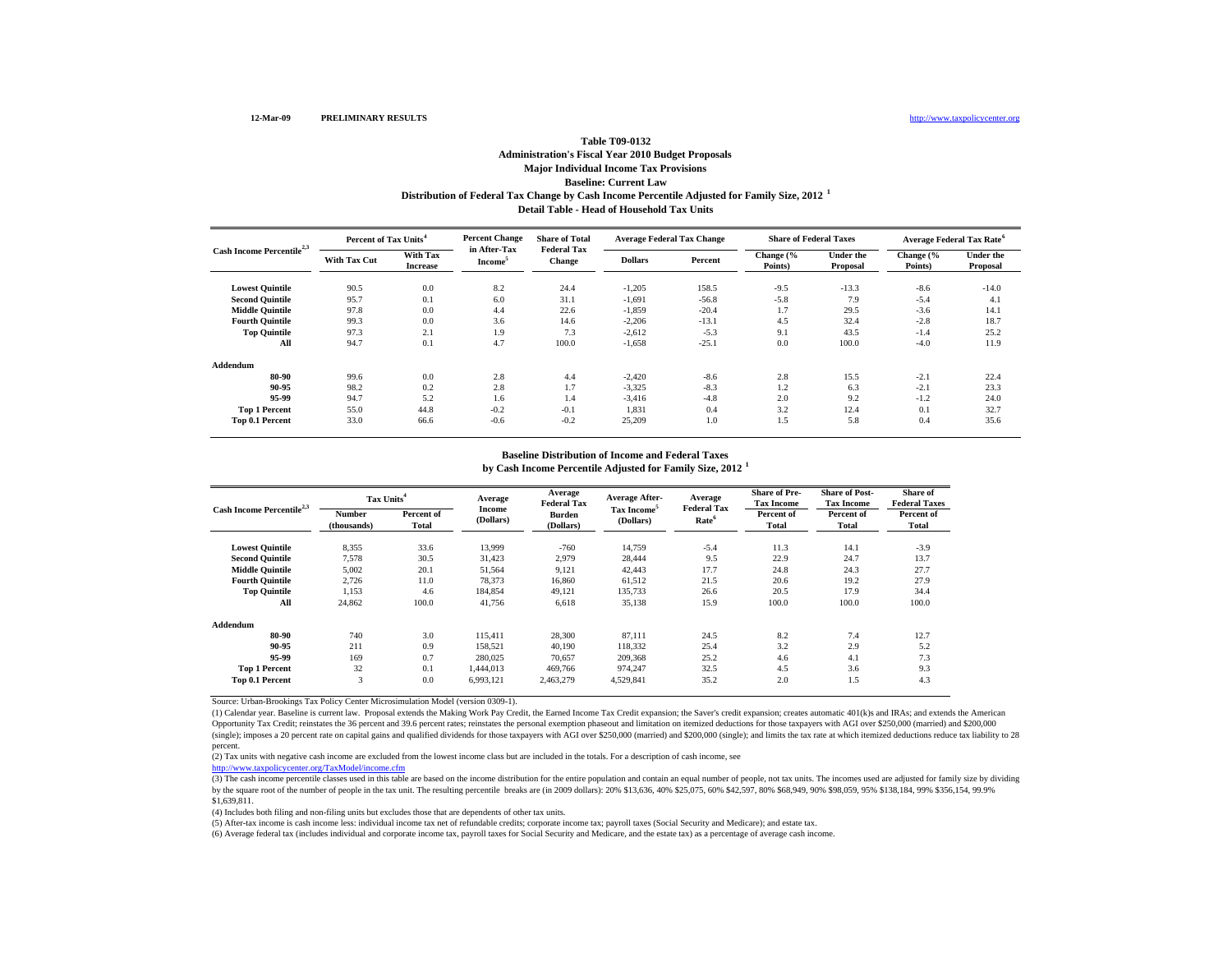12-Mar-09 PRELIMINARY RESULTS http://www.taxpolicycenter.org

## Table T09-0132

### Administration's Fiscal Year 2010 Budget Proposals
### Major Individual Income Tax Provisions
### Baseline: Current Law
### Distribution of Federal Tax Change by Cash Income Percentile Adjusted for Family Size, 2012 [1]
### Detail Table - Head of Household Tax Units

| Cash Income Percentile[2,3] | Percent of Tax Units[4] | | Percent Change in After-Tax Income[5] | Share of Total Federal Tax Change | Average Federal Tax Change | | Share of Federal Taxes | | Average Federal Tax Rate[6] | |
|---|---|---|---|---|---|---|---|---|---|---|
| | With Tax Cut | With Tax Increase | | | Dollars | Percent | Change (% Points) | Under the Proposal | Change (% Points) | Under the Proposal |
| Lowest Quintile | 90.5 | 0.0 | 8.2 | 24.4 | -1,205 | 158.5 | -9.5 | -13.3 | -8.6 | -14.0 |
| Second Quintile | 95.7 | 0.1 | 6.0 | 31.1 | -1,691 | -56.8 | -5.8 | 7.9 | -5.4 | 4.1 |
| Middle Quintile | 97.8 | 0.0 | 4.4 | 22.6 | -1,859 | -20.4 | 1.7 | 29.5 | -3.6 | 14.1 |
| Fourth Quintile | 99.3 | 0.0 | 3.6 | 14.6 | -2,206 | -13.1 | 4.5 | 32.4 | -2.8 | 18.7 |
| Top Quintile | 97.3 | 2.1 | 1.9 | 7.3 | -2,612 | -5.3 | 9.1 | 43.5 | -1.4 | 25.2 |
| All | 94.7 | 0.1 | 4.7 | 100.0 | -1,658 | -25.1 | 0.0 | 100.0 | -4.0 | 11.9 |
| **Addendum** | | | | | | | | | | |
| 80-90 | 99.6 | 0.0 | 2.8 | 4.4 | -2,420 | -8.6 | 2.8 | 15.5 | -2.1 | 22.4 |
| 90-95 | 98.2 | 0.2 | 2.8 | 1.7 | -3,325 | -8.3 | 1.2 | 6.3 | -2.1 | 23.3 |
| 95-99 | 94.7 | 5.2 | 1.6 | 1.4 | -3,416 | -4.8 | 2.0 | 9.2 | -1.2 | 24.0 |
| Top 1 Percent | 55.0 | 44.8 | -0.2 | -0.1 | 1,831 | 0.4 | 3.2 | 12.4 | 0.1 | 32.7 |
| Top 0.1 Percent | 33.0 | 66.6 | -0.6 | -0.2 | 25,209 | 1.0 | 1.5 | 5.8 | 0.4 | 35.6 |

### Baseline Distribution of Income and Federal Taxes
### by Cash Income Percentile Adjusted for Family Size, 2012 [1]

| Cash Income Percentile[2,3] | Tax Units[4] | | Average Income (Dollars) | Average Federal Tax Burden (Dollars) | Average After-Tax Income[5] (Dollars) | Average Federal Tax Rate[6] | Share of Pre-Tax Income | Share of Post-Tax Income | Share of Federal Taxes |
|---|---|---|---|---|---|---|---|---|---|
| | Number (thousands) | Percent of Total | | | | | Percent of Total | Percent of Total | Percent of Total |
| Lowest Quintile | 8,355 | 33.6 | 13,999 | -760 | 14,759 | -5.4 | 11.3 | 14.1 | -3.9 |
| Second Quintile | 7,578 | 30.5 | 31,423 | 2,979 | 28,444 | 9.5 | 22.9 | 24.7 | 13.7 |
| Middle Quintile | 5,002 | 20.1 | 51,564 | 9,121 | 42,443 | 17.7 | 24.8 | 24.3 | 27.7 |
| Fourth Quintile | 2,726 | 11.0 | 78,373 | 16,860 | 61,512 | 21.5 | 20.6 | 19.2 | 27.9 |
| Top Quintile | 1,153 | 4.6 | 184,854 | 49,121 | 135,733 | 26.6 | 20.5 | 17.9 | 34.4 |
| All | 24,862 | 100.0 | 41,756 | 6,618 | 35,138 | 15.9 | 100.0 | 100.0 | 100.0 |
| **Addendum** | | | | | | | | | |
| 80-90 | 740 | 3.0 | 115,411 | 28,300 | 87,111 | 24.5 | 8.2 | 7.4 | 12.7 |
| 90-95 | 211 | 0.9 | 158,521 | 40,190 | 118,332 | 25.4 | 3.2 | 2.9 | 5.2 |
| 95-99 | 169 | 0.7 | 280,025 | 70,657 | 209,368 | 25.2 | 4.6 | 4.1 | 7.3 |
| Top 1 Percent | 32 | 0.1 | 1,444,013 | 469,766 | 974,247 | 32.5 | 4.5 | 3.6 | 9.3 |
| Top 0.1 Percent | 3 | 0.0 | 6,993,121 | 2,463,279 | 4,529,841 | 35.2 | 2.0 | 1.5 | 4.3 |

Source: Urban-Brookings Tax Policy Center Microsimulation Model (version 0309-1).

(1) Calendar year. Baseline is current law. Proposal extends the Making Work Pay Credit, the Earned Income Tax Credit expansion; the Saver's credit expansion; creates automatic 401(k)s and IRAs; and extends the American Opportunity Tax Credit; reinstates the 36 percent and 39.6 percent rates; reinstates the personal exemption phaseout and limitation on itemized deductions for those taxpayers with AGI over $250,000 (married) and $200,000 (single); imposes a 20 percent rate on capital gains and qualified dividends for those taxpayers with AGI over $250,000 (married) and $200,000 (single); and limits the tax rate at which itemized deductions reduce tax liability to 28 percent.

(2) Tax units with negative cash income are excluded from the lowest income class but are included in the totals. For a description of cash income, see http://www.taxpolicycenter.org/TaxModel/income.cfm

(3) The cash income percentile classes used in this table are based on the income distribution for the entire population and contain an equal number of people, not tax units. The incomes used are adjusted for family size by dividing by the square root of the number of people in the tax unit. The resulting percentile breaks are (in 2009 dollars): 20% $13,636, 40% $25,075, 60% $42,597, 80% $68,949, 90% $98,059, 95% $138,184, 99% $356,154, 99.9% $1,639,811.

(4) Includes both filing and non-filing units but excludes those that are dependents of other tax units.

(5) After-tax income is cash income less: individual income tax net of refundable credits; corporate income tax; payroll taxes (Social Security and Medicare); and estate tax.

(6) Average federal tax (includes individual and corporate income tax, payroll taxes for Social Security and Medicare, and the estate tax) as a percentage of average cash income.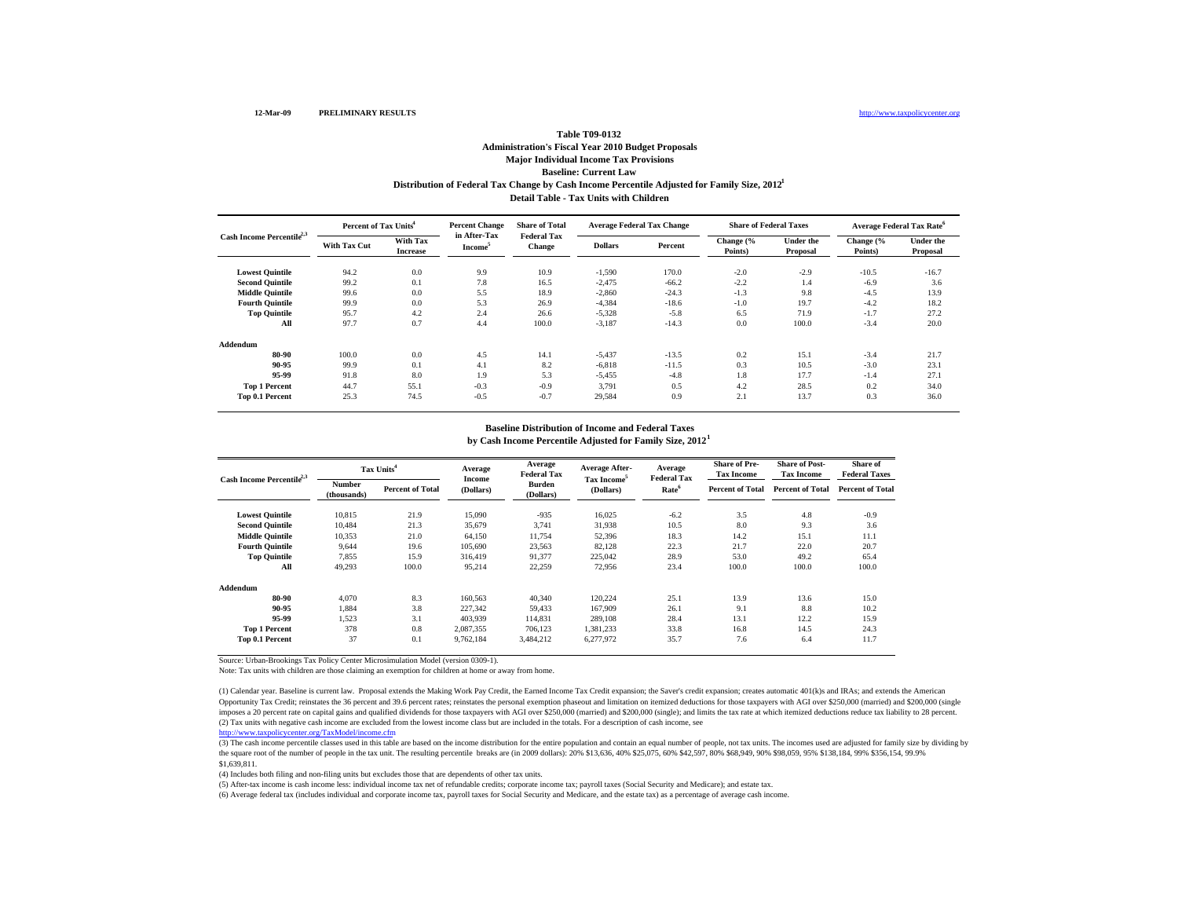12-Mar-09 **PRELIMINARY RESULTS** http://www.taxpolicycenter.org

**Table T09-0132**
**Administration's Fiscal Year 2010 Budget Proposals**
**Major Individual Income Tax Provisions**
**Baseline: Current Law**
**Distribution of Federal Tax Change by Cash Income Percentile Adjusted for Family Size, 2012[1]**
**Detail Table - Tax Units with Children**

| Cash Income Percentile[2,3] | Percent of Tax Units[4] | | Percent Change in After-Tax Income[5] | Share of Total Federal Tax Change | Average Federal Tax Change | | Share of Federal Taxes | | Average Federal Tax Rate[6] | |
|---|---|---|---|---|---|---|---|---|---|---|
| | With Tax Cut | With Tax Increase | | | Dollars | Percent | Change (% Points) | Under the Proposal | Change (% Points) | Under the Proposal |
| Lowest Quintile | 94.2 | 0.0 | 9.9 | 10.9 | -1,590 | 170.0 | -2.0 | -2.9 | -10.5 | -16.7 |
| Second Quintile | 99.2 | 0.1 | 7.8 | 16.5 | -2,475 | -66.2 | -2.2 | 1.4 | -6.9 | 3.6 |
| Middle Quintile | 99.6 | 0.0 | 5.5 | 18.9 | -2,860 | -24.3 | -1.3 | 9.8 | -4.5 | 13.9 |
| Fourth Quintile | 99.9 | 0.0 | 5.3 | 26.9 | -4,384 | -18.6 | -1.0 | 19.7 | -4.2 | 18.2 |
| Top Quintile | 95.7 | 4.2 | 2.4 | 26.6 | -5,328 | -5.8 | 6.5 | 71.9 | -1.7 | 27.2 |
| All | 97.7 | 0.7 | 4.4 | 100.0 | -3,187 | -14.3 | 0.0 | 100.0 | -3.4 | 20.0 |
| **Addendum** | | | | | | | | | | |
| 80-90 | 100.0 | 0.0 | 4.5 | 14.1 | -5,437 | -13.5 | 0.2 | 15.1 | -3.4 | 21.7 |
| 90-95 | 99.9 | 0.1 | 4.1 | 8.2 | -6,818 | -11.5 | 0.3 | 10.5 | -3.0 | 23.1 |
| 95-99 | 91.8 | 8.0 | 1.9 | 5.3 | -5,455 | -4.8 | 1.8 | 17.7 | -1.4 | 27.1 |
| Top 1 Percent | 44.7 | 55.1 | -0.3 | -0.9 | 3,791 | 0.5 | 4.2 | 28.5 | 0.2 | 34.0 |
| Top 0.1 Percent | 25.3 | 74.5 | -0.5 | -0.7 | 29,584 | 0.9 | 2.1 | 13.7 | 0.3 | 36.0 |

**Baseline Distribution of Income and Federal Taxes**
**by Cash Income Percentile Adjusted for Family Size, 2012[1]**

| Cash Income Percentile[2,3] | Tax Units[4] | | Average Income (Dollars) | Average Federal Tax Burden (Dollars) | Average After-Tax Income[5] (Dollars) | Average Federal Tax Rate[6] | Share of Pre-Tax Income | Share of Post-Tax Income | Share of Federal Taxes |
|---|---|---|---|---|---|---|---|---|---|
| | Number (thousands) | Percent of Total | | | | | Percent of Total | Percent of Total | Percent of Total |
| Lowest Quintile | 10,815 | 21.9 | 15,090 | -935 | 16,025 | -6.2 | 3.5 | 4.8 | -0.9 |
| Second Quintile | 10,484 | 21.3 | 35,679 | 3,741 | 31,938 | 10.5 | 8.0 | 9.3 | 3.6 |
| Middle Quintile | 10,353 | 21.0 | 64,150 | 11,754 | 52,396 | 18.3 | 14.2 | 15.1 | 11.1 |
| Fourth Quintile | 9,644 | 19.6 | 105,690 | 23,563 | 82,128 | 22.3 | 21.7 | 22.0 | 20.7 |
| Top Quintile | 7,855 | 15.9 | 316,419 | 91,377 | 225,042 | 28.9 | 53.0 | 49.2 | 65.4 |
| All | 49,293 | 100.0 | 95,214 | 22,259 | 72,956 | 23.4 | 100.0 | 100.0 | 100.0 |
| **Addendum** | | | | | | | | | |
| 80-90 | 4,070 | 8.3 | 160,563 | 40,340 | 120,224 | 25.1 | 13.9 | 13.6 | 15.0 |
| 90-95 | 1,884 | 3.8 | 227,342 | 59,433 | 167,909 | 26.1 | 9.1 | 8.8 | 10.2 |
| 95-99 | 1,523 | 3.1 | 403,939 | 114,831 | 289,108 | 28.4 | 13.1 | 12.2 | 15.9 |
| Top 1 Percent | 378 | 0.8 | 2,087,355 | 706,123 | 1,381,233 | 33.8 | 16.8 | 14.5 | 24.3 |
| Top 0.1 Percent | 37 | 0.1 | 9,762,184 | 3,484,212 | 6,277,972 | 35.7 | 7.6 | 6.4 | 11.7 |

Source: Urban-Brookings Tax Policy Center Microsimulation Model (version 0309-1).

Note: Tax units with children are those claiming an exemption for children at home or away from home.

(1) Calendar year. Baseline is current law. Proposal extends the Making Work Pay Credit, the Earned Income Tax Credit expansion; the Saver's credit expansion; creates automatic 401(k)s and IRAs; and extends the American Opportunity Tax Credit; reinstates the 36 percent and 39.6 percent rates; reinstates the personal exemption phaseout and limitation on itemized deductions for those taxpayers with AGI over $250,000 (married) and $200,000 (single imposes a 20 percent rate on capital gains and qualified dividends for those taxpayers with AGI over $250,000 (married) and $200,000 (single); and limits the tax rate at which itemized deductions reduce tax liability to 28 percent.

(2) Tax units with negative cash income are excluded from the lowest income class but are included in the totals. For a description of cash income, see http://www.taxpolicycenter.org/TaxModel/income.cfm

(3) The cash income percentile classes used in this table are based on the income distribution for the entire population and contain an equal number of people, not tax units. The incomes used are adjusted for family size by dividing by the square root of the number of people in the tax unit. The resulting percentile breaks are (in 2009 dollars): 20% $13,636, 40% $25,075, 60% $42,597, 80% $68,949, 90% $98,059, 95% $138,184, 99% $356,154, 99.9% $1,639,811.

(4) Includes both filing and non-filing units but excludes those that are dependents of other tax units.

(5) After-tax income is cash income less: individual income tax net of refundable credits; corporate income tax; payroll taxes (Social Security and Medicare); and estate tax.

(6) Average federal tax (includes individual and corporate income tax, payroll taxes for Social Security and Medicare, and the estate tax) as a percentage of average cash income.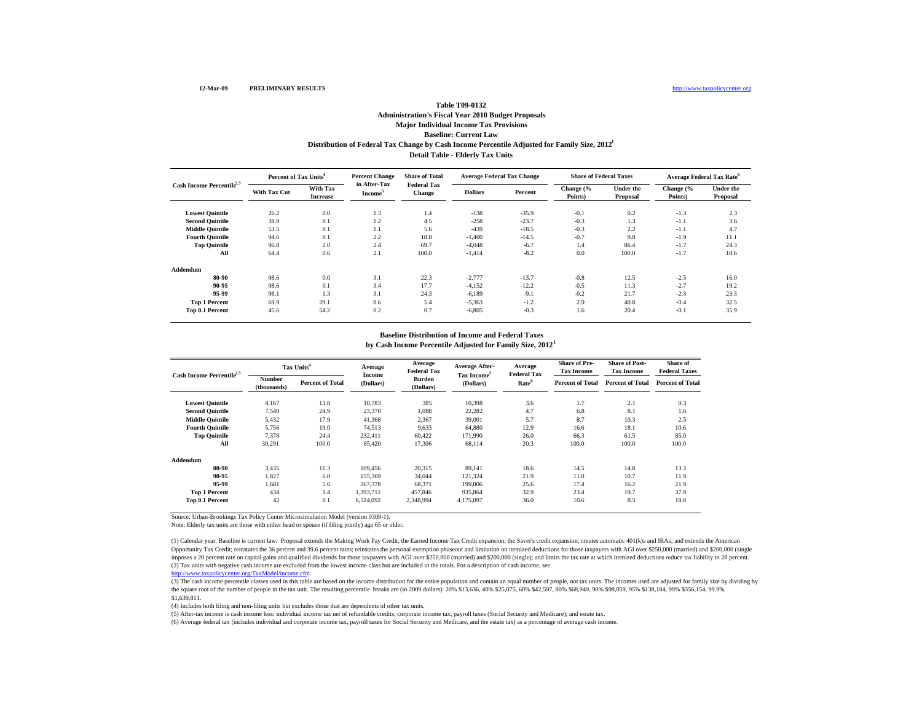12-Mar-09 **PRELIMINARY RESULTS** http://www.taxpolicycenter.org

**Table T09-0132**
**Administration's Fiscal Year 2010 Budget Proposals**
**Major Individual Income Tax Provisions**
**Baseline: Current Law**
**Distribution of Federal Tax Change by Cash Income Percentile Adjusted for Family Size, 2012[1]**
**Detail Table - Elderly Tax Units**

| Cash Income Percentile[2,3] | Percent of Tax Units[4] | | Percent Change in After-Tax Income[5] | Share of Total Federal Tax Change | Average Federal Tax Change | | Share of Federal Taxes | | Average Federal Tax Rate[6] | |
|---|---|---|---|---|---|---|---|---|---|---|
| | With Tax Cut | With Tax Increase | | | Dollars | Percent | Change (% Points) | Under the Proposal | Change (% Points) | Under the Proposal |
| Lowest Quintile | 26.2 | 0.0 | 1.3 | 1.4 | -138 | -35.9 | -0.1 | 0.2 | -1.3 | 2.3 |
| Second Quintile | 38.9 | 0.1 | 1.2 | 4.5 | -258 | -23.7 | -0.3 | 1.3 | -1.1 | 3.6 |
| Middle Quintile | 53.5 | 0.1 | 1.1 | 5.6 | -439 | -18.5 | -0.3 | 2.2 | -1.1 | 4.7 |
| Fourth Quintile | 94.6 | 0.1 | 2.2 | 18.8 | -1,400 | -14.5 | -0.7 | 9.8 | -1.9 | 11.1 |
| Top Quintile | 96.8 | 2.0 | 2.4 | 69.7 | -4,048 | -6.7 | 1.4 | 86.4 | -1.7 | 24.3 |
| All | 64.4 | 0.6 | 2.1 | 100.0 | -1,414 | -8.2 | 0.0 | 100.0 | -1.7 | 18.6 |
| **Addendum** | | | | | | | | | | |
| 80-90 | 98.6 | 0.0 | 3.1 | 22.3 | -2,777 | -13.7 | -0.8 | 12.5 | -2.5 | 16.0 |
| 90-95 | 98.6 | 0.1 | 3.4 | 17.7 | -4,152 | -12.2 | -0.5 | 11.3 | -2.7 | 19.2 |
| 95-99 | 98.1 | 1.3 | 3.1 | 24.3 | -6,189 | -9.1 | -0.2 | 21.7 | -2.3 | 23.3 |
| Top 1 Percent | 69.9 | 29.1 | 0.6 | 5.4 | -5,363 | -1.2 | 2.9 | 40.8 | -0.4 | 32.5 |
| Top 0.1 Percent | 45.6 | 54.2 | 0.2 | 0.7 | -6,805 | -0.3 | 1.6 | 20.4 | -0.1 | 35.9 |

**Baseline Distribution of Income and Federal Taxes**
**by Cash Income Percentile Adjusted for Family Size, 2012[1]**

| Cash Income Percentile[2,3] | Tax Units[4] | | Average Income (Dollars) | Average Federal Tax Burden (Dollars) | Average After-Tax Income[5] (Dollars) | Average Federal Tax Rate[6] | Share of Pre-Tax Income | Share of Post-Tax Income | Share of Federal Taxes |
|---|---|---|---|---|---|---|---|---|---|
| | Number (thousands) | Percent of Total | | | | | Percent of Total | Percent of Total | Percent of Total |
| Lowest Quintile | 4,167 | 13.8 | 10,783 | 385 | 10,398 | 3.6 | 1.7 | 2.1 | 0.3 |
| Second Quintile | 7,540 | 24.9 | 23,370 | 1,088 | 22,282 | 4.7 | 6.8 | 8.1 | 1.6 |
| Middle Quintile | 5,432 | 17.9 | 41,368 | 2,367 | 39,001 | 5.7 | 8.7 | 10.3 | 2.5 |
| Fourth Quintile | 5,756 | 19.0 | 74,513 | 9,633 | 64,880 | 12.9 | 16.6 | 18.1 | 10.6 |
| Top Quintile | 7,378 | 24.4 | 232,411 | 60,422 | 171,990 | 26.0 | 66.3 | 61.5 | 85.0 |
| All | 30,291 | 100.0 | 85,420 | 17,306 | 68,114 | 20.3 | 100.0 | 100.0 | 100.0 |
| **Addendum** | | | | | | | | | |
| 80-90 | 3,435 | 11.3 | 109,456 | 20,315 | 89,141 | 18.6 | 14.5 | 14.8 | 13.3 |
| 90-95 | 1,827 | 6.0 | 155,369 | 34,044 | 121,324 | 21.9 | 11.0 | 10.7 | 11.9 |
| 95-99 | 1,681 | 5.6 | 267,378 | 68,371 | 199,006 | 25.6 | 17.4 | 16.2 | 21.9 |
| Top 1 Percent | 434 | 1.4 | 1,393,711 | 457,846 | 935,864 | 32.9 | 23.4 | 19.7 | 37.9 |
| Top 0.1 Percent | 42 | 0.1 | 6,524,092 | 2,348,994 | 4,175,097 | 36.0 | 10.6 | 8.5 | 18.8 |

Source: Urban-Brookings Tax Policy Center Microsimulation Model (version 0309-1).

Note: Elderly tax units are those with either head or spouse (if filing jointly) age 65 or older.

(1) Calendar year. Baseline is current law. Proposal extends the Making Work Pay Credit, the Earned Income Tax Credit expansion; the Saver's credit expansion; creates automatic 401(k)s and IRAs; and extends the American Opportunity Tax Credit; reinstates the 36 percent and 39.6 percent rates; reinstates the personal exemption phaseout and limitation on itemized deductions for those taxpayers with AGI over $250,000 (married) and $200,000 (single imposes a 20 percent rate on capital gains and qualified dividends for those taxpayers with AGI over $250,000 (married) and $200,000 (single); and limits the tax rate at which itemized deductions reduce tax liability to 28 percent.

(2) Tax units with negative cash income are excluded from the lowest income class but are included in the totals. For a description of cash income, see http://www.taxpolicycenter.org/TaxModel/income.cfm

(3) The cash income percentile classes used in this table are based on the income distribution for the entire population and contain an equal number of people, not tax units. The incomes used are adjusted for family size by dividing by the square root of the number of people in the tax unit. The resulting percentile breaks are (in 2009 dollars): 20% $13,636, 40% $25,075, 60% $42,597, 80% $68,949, 90% $98,059, 95% $138,184, 99% $356,154, 99.9% $1,639,811.

(4) Includes both filing and non-filing units but excludes those that are dependents of other tax units.

(5) After-tax income is cash income less: individual income tax net of refundable credits; corporate income tax; payroll taxes (Social Security and Medicare); and estate tax.

(6) Average federal tax (includes individual and corporate income tax, payroll taxes for Social Security and Medicare, and the estate tax) as a percentage of average cash income.